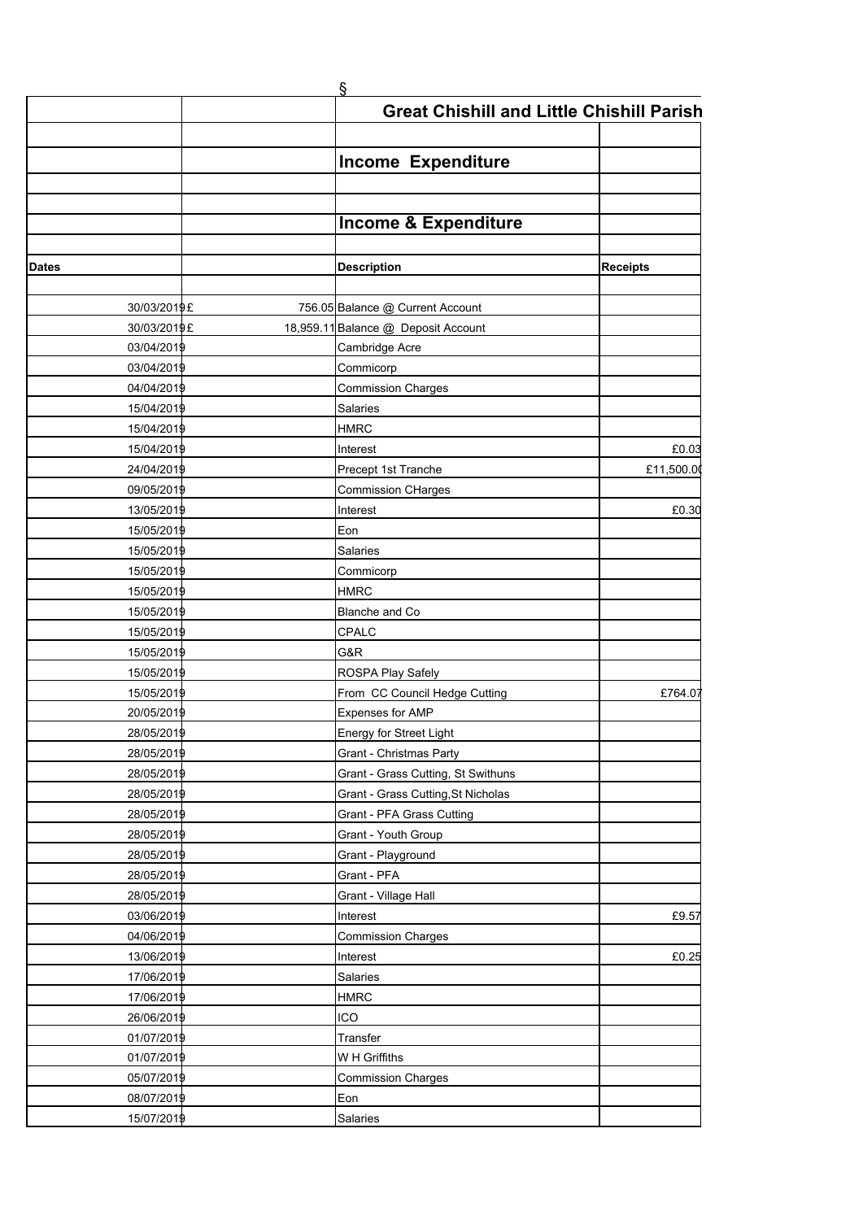§

## Great Chishill and Little Chishill Parish

### Income Expenditure

### Income & Expenditure

| Dates | | Description | Receipts |
|---|---|---|---|
| 30/03/2019 | £ 756.05 | Balance @ Current Account | |
| 30/03/2019 | £ 18,959.11 | Balance @ Deposit Account | |
| 03/04/2019 | | Cambridge Acre | |
| 03/04/2019 | | Commicorp | |
| 04/04/2019 | | Commission Charges | |
| 15/04/2019 | | Salaries | |
| 15/04/2019 | | HMRC | |
| 15/04/2019 | | Interest | £0.03 |
| 24/04/2019 | | Precept 1st Tranche | £11,500.00 |
| 09/05/2019 | | Commission CHarges | |
| 13/05/2019 | | Interest | £0.30 |
| 15/05/2019 | | Eon | |
| 15/05/2019 | | Salaries | |
| 15/05/2019 | | Commicorp | |
| 15/05/2019 | | HMRC | |
| 15/05/2019 | | Blanche and Co | |
| 15/05/2019 | | CPALC | |
| 15/05/2019 | | G&R | |
| 15/05/2019 | | ROSPA Play Safely | |
| 15/05/2019 | | From CC Council Hedge Cutting | £764.07 |
| 20/05/2019 | | Expenses for AMP | |
| 28/05/2019 | | Energy for Street Light | |
| 28/05/2019 | | Grant - Christmas Party | |
| 28/05/2019 | | Grant - Grass Cutting, St Swithuns | |
| 28/05/2019 | | Grant - Grass Cutting,St Nicholas | |
| 28/05/2019 | | Grant - PFA Grass Cutting | |
| 28/05/2019 | | Grant - Youth Group | |
| 28/05/2019 | | Grant - Playground | |
| 28/05/2019 | | Grant - PFA | |
| 28/05/2019 | | Grant - Village Hall | |
| 03/06/2019 | | Interest | £9.57 |
| 04/06/2019 | | Commission Charges | |
| 13/06/2019 | | Interest | £0.25 |
| 17/06/2019 | | Salaries | |
| 17/06/2019 | | HMRC | |
| 26/06/2019 | | ICO | |
| 01/07/2019 | | Transfer | |
| 01/07/2019 | | W H Griffiths | |
| 05/07/2019 | | Commission Charges | |
| 08/07/2019 | | Eon | |
| 15/07/2019 | | Salaries | |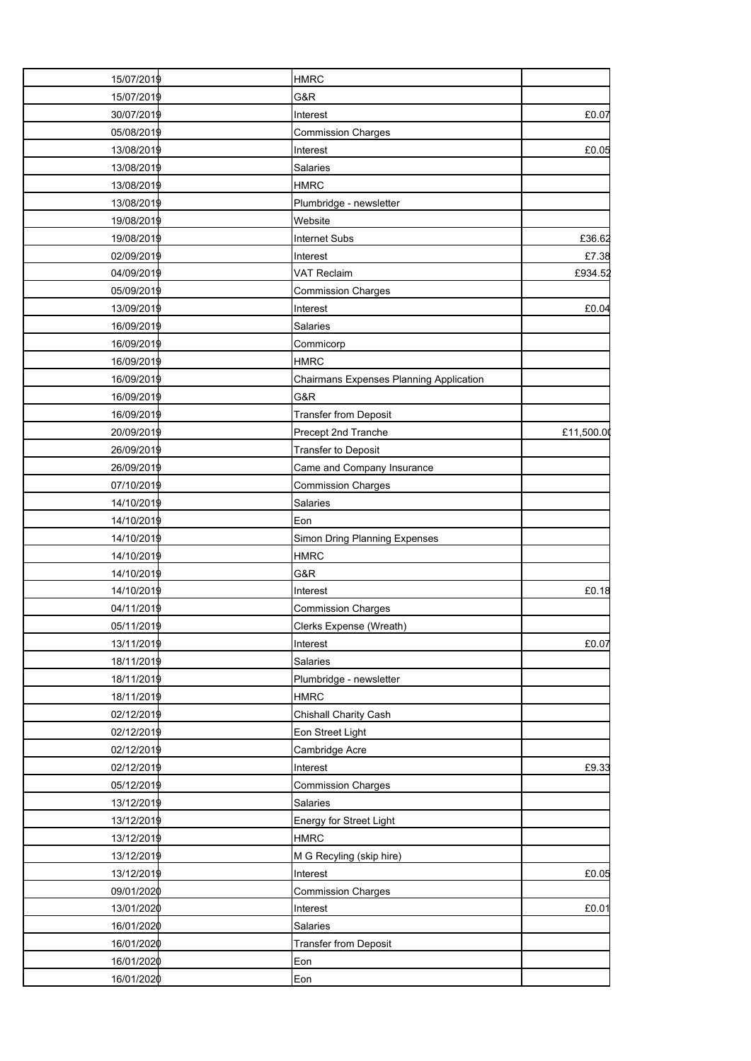| | | |
|---|---|---|
| 15/07/2019 | HMRC | |
| 15/07/2019 | G&R | |
| 30/07/2019 | Interest | £0.07 |
| 05/08/2019 | Commission Charges | |
| 13/08/2019 | Interest | £0.05 |
| 13/08/2019 | Salaries | |
| 13/08/2019 | HMRC | |
| 13/08/2019 | Plumbridge - newsletter | |
| 19/08/2019 | Website | |
| 19/08/2019 | Internet Subs | £36.62 |
| 02/09/2019 | Interest | £7.38 |
| 04/09/2019 | VAT Reclaim | £934.52 |
| 05/09/2019 | Commission Charges | |
| 13/09/2019 | Interest | £0.04 |
| 16/09/2019 | Salaries | |
| 16/09/2019 | Commicorp | |
| 16/09/2019 | HMRC | |
| 16/09/2019 | Chairmans Expenses Planning Application | |
| 16/09/2019 | G&R | |
| 16/09/2019 | Transfer from Deposit | |
| 20/09/2019 | Precept 2nd Tranche | £11,500.00 |
| 26/09/2019 | Transfer to Deposit | |
| 26/09/2019 | Came and Company Insurance | |
| 07/10/2019 | Commission Charges | |
| 14/10/2019 | Salaries | |
| 14/10/2019 | Eon | |
| 14/10/2019 | Simon Dring Planning Expenses | |
| 14/10/2019 | HMRC | |
| 14/10/2019 | G&R | |
| 14/10/2019 | Interest | £0.18 |
| 04/11/2019 | Commission Charges | |
| 05/11/2019 | Clerks Expense (Wreath) | |
| 13/11/2019 | Interest | £0.07 |
| 18/11/2019 | Salaries | |
| 18/11/2019 | Plumbridge - newsletter | |
| 18/11/2019 | HMRC | |
| 02/12/2019 | Chishall Charity Cash | |
| 02/12/2019 | Eon Street Light | |
| 02/12/2019 | Cambridge Acre | |
| 02/12/2019 | Interest | £9.33 |
| 05/12/2019 | Commission Charges | |
| 13/12/2019 | Salaries | |
| 13/12/2019 | Energy for Street Light | |
| 13/12/2019 | HMRC | |
| 13/12/2019 | M G Recyling (skip hire) | |
| 13/12/2019 | Interest | £0.05 |
| 09/01/2020 | Commission Charges | |
| 13/01/2020 | Interest | £0.01 |
| 16/01/2020 | Salaries | |
| 16/01/2020 | Transfer from Deposit | |
| 16/01/2020 | Eon | |
| 16/01/2020 | Eon | |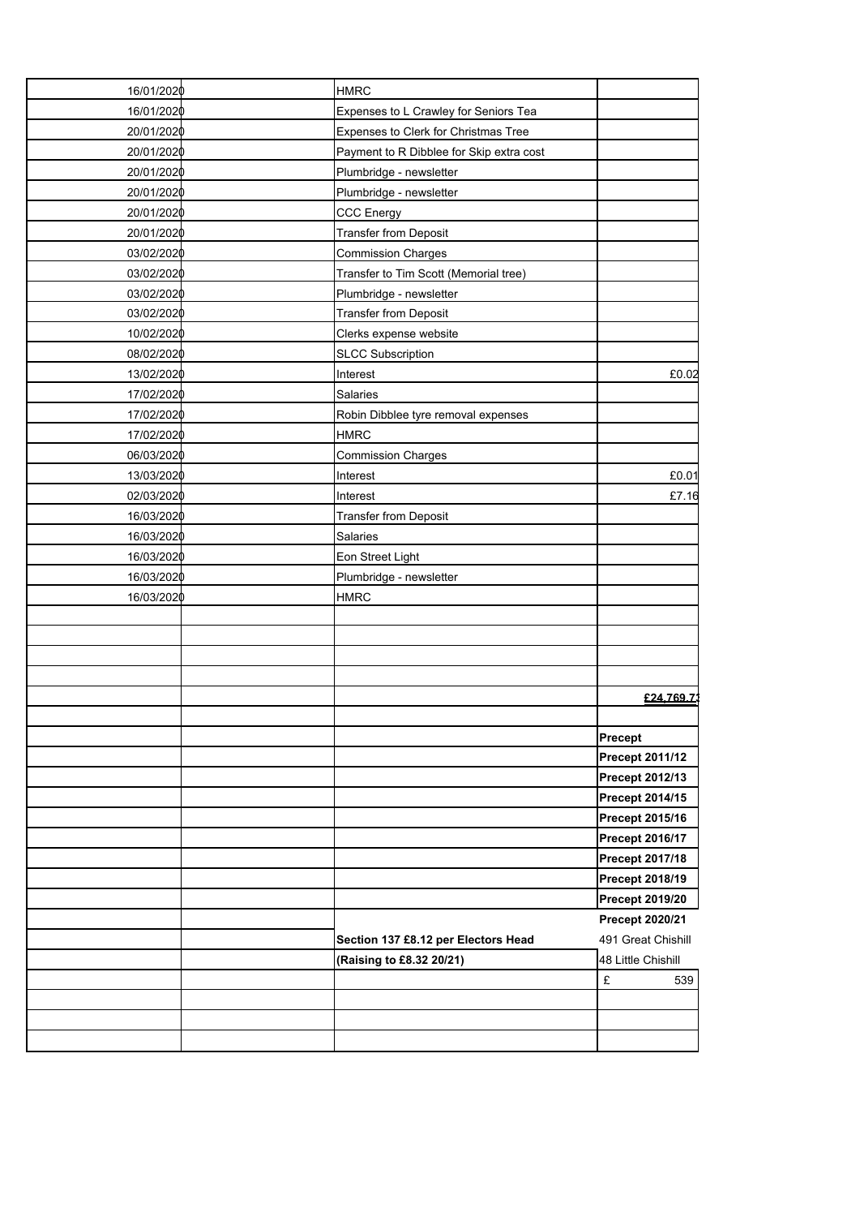| | | | |
|---|---|---|---|
| 16/01/2020 | | HMRC | |
| 16/01/2020 | | Expenses to L Crawley for Seniors Tea | |
| 20/01/2020 | | Expenses to Clerk for Christmas Tree | |
| 20/01/2020 | | Payment to R Dibblee for Skip extra cost | |
| 20/01/2020 | | Plumbridge - newsletter | |
| 20/01/2020 | | Plumbridge - newsletter | |
| 20/01/2020 | | CCC Energy | |
| 20/01/2020 | | Transfer from Deposit | |
| 03/02/2020 | | Commission Charges | |
| 03/02/2020 | | Transfer to Tim Scott (Memorial tree) | |
| 03/02/2020 | | Plumbridge - newsletter | |
| 03/02/2020 | | Transfer from Deposit | |
| 10/02/2020 | | Clerks expense website | |
| 08/02/2020 | | SLCC Subscription | |
| 13/02/2020 | | Interest | £0.02 |
| 17/02/2020 | | Salaries | |
| 17/02/2020 | | Robin Dibblee tyre removal expenses | |
| 17/02/2020 | | HMRC | |
| 06/03/2020 | | Commission Charges | |
| 13/03/2020 | | Interest | £0.01 |
| 02/03/2020 | | Interest | £7.16 |
| 16/03/2020 | | Transfer from Deposit | |
| 16/03/2020 | | Salaries | |
| 16/03/2020 | | Eon Street Light | |
| 16/03/2020 | | Plumbridge - newsletter | |
| 16/03/2020 | | HMRC | |
| | | | |
| | | | |
| | | | |
| | | | |
| | | | **£24,769.73** |
| | | | |
| | | | **Precept** |
| | | | **Precept 2011/12** |
| | | | **Precept 2012/13** |
| | | | **Precept 2014/15** |
| | | | **Precept 2015/16** |
| | | | **Precept 2016/17** |
| | | | **Precept 2017/18** |
| | | | **Precept 2018/19** |
| | | | **Precept 2019/20** |
| | | | **Precept 2020/21** |
| | | **Section 137 £8.12 per Electors Head** | 491 Great Chishill |
| | | **(Raising to £8.32 20/21)** | 48 Little Chishill |
| | | | £ 539 |
| | | | |
| | | | |
| | | | |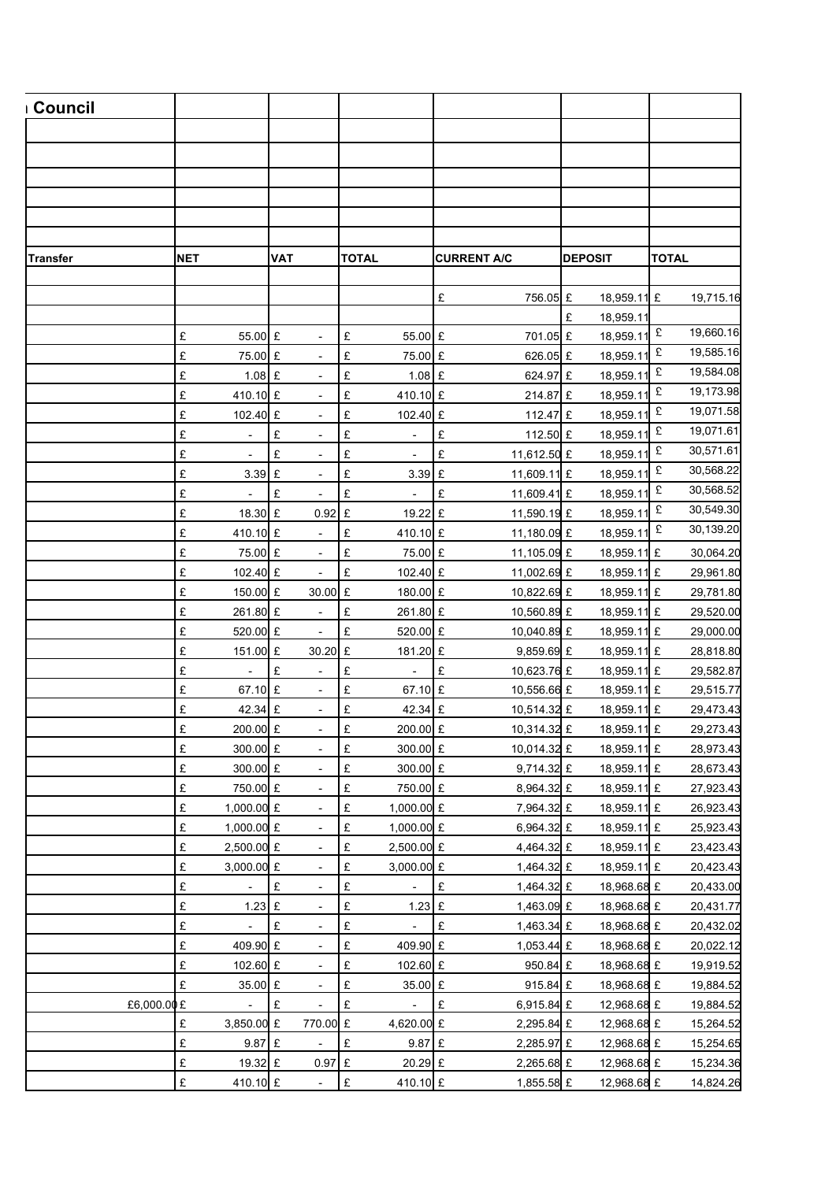| Council | | | | | | |
|---|---|---|---|---|---|---|
| | | | | | | |
| | | | | | | |
| | | | | | | |
| | | | | | | |
| | | | | | | |
| | | | | | | |
| **Transfer** | **NET** | **VAT** | **TOTAL** | **CURRENT A/C** | **DEPOSIT** | **TOTAL** |
| | | | | | | |
| | | | | £ 756.05 | £ 18,959.11 | £ 19,715.16 |
| | | | | | £ 18,959.11 | |
| | £ 55.00 | £ - | £ 55.00 | £ 701.05 | £ 18,959.11 | £ 19,660.16 |
| | £ 75.00 | £ - | £ 75.00 | £ 626.05 | £ 18,959.11 | £ 19,585.16 |
| | £ 1.08 | £ - | £ 1.08 | £ 624.97 | £ 18,959.11 | £ 19,584.08 |
| | £ 410.10 | £ - | £ 410.10 | £ 214.87 | £ 18,959.11 | £ 19,173.98 |
| | £ 102.40 | £ - | £ 102.40 | £ 112.47 | £ 18,959.11 | £ 19,071.58 |
| | £ - | £ - | £ - | £ 112.50 | £ 18,959.11 | £ 19,071.61 |
| | £ - | £ - | £ - | £ 11,612.50 | £ 18,959.11 | £ 30,571.61 |
| | £ 3.39 | £ - | £ 3.39 | £ 11,609.11 | £ 18,959.11 | £ 30,568.22 |
| | £ - | £ - | £ - | £ 11,609.41 | £ 18,959.11 | £ 30,568.52 |
| | £ 18.30 | £ 0.92 | £ 19.22 | £ 11,590.19 | £ 18,959.11 | £ 30,549.30 |
| | £ 410.10 | £ - | £ 410.10 | £ 11,180.09 | £ 18,959.11 | £ 30,139.20 |
| | £ 75.00 | £ - | £ 75.00 | £ 11,105.09 | £ 18,959.11 | £ 30,064.20 |
| | £ 102.40 | £ - | £ 102.40 | £ 11,002.69 | £ 18,959.11 | £ 29,961.80 |
| | £ 150.00 | £ 30.00 | £ 180.00 | £ 10,822.69 | £ 18,959.11 | £ 29,781.80 |
| | £ 261.80 | £ - | £ 261.80 | £ 10,560.89 | £ 18,959.11 | £ 29,520.00 |
| | £ 520.00 | £ - | £ 520.00 | £ 10,040.89 | £ 18,959.11 | £ 29,000.00 |
| | £ 151.00 | £ 30.20 | £ 181.20 | £ 9,859.69 | £ 18,959.11 | £ 28,818.80 |
| | £ - | £ - | £ - | £ 10,623.76 | £ 18,959.11 | £ 29,582.87 |
| | £ 67.10 | £ - | £ 67.10 | £ 10,556.66 | £ 18,959.11 | £ 29,515.77 |
| | £ 42.34 | £ - | £ 42.34 | £ 10,514.32 | £ 18,959.11 | £ 29,473.43 |
| | £ 200.00 | £ - | £ 200.00 | £ 10,314.32 | £ 18,959.11 | £ 29,273.43 |
| | £ 300.00 | £ - | £ 300.00 | £ 10,014.32 | £ 18,959.11 | £ 28,973.43 |
| | £ 300.00 | £ - | £ 300.00 | £ 9,714.32 | £ 18,959.11 | £ 28,673.43 |
| | £ 750.00 | £ - | £ 750.00 | £ 8,964.32 | £ 18,959.11 | £ 27,923.43 |
| | £ 1,000.00 | £ - | £ 1,000.00 | £ 7,964.32 | £ 18,959.11 | £ 26,923.43 |
| | £ 1,000.00 | £ - | £ 1,000.00 | £ 6,964.32 | £ 18,959.11 | £ 25,923.43 |
| | £ 2,500.00 | £ - | £ 2,500.00 | £ 4,464.32 | £ 18,959.11 | £ 23,423.43 |
| | £ 3,000.00 | £ - | £ 3,000.00 | £ 1,464.32 | £ 18,959.11 | £ 20,423.43 |
| | £ - | £ - | £ - | £ 1,464.32 | £ 18,968.68 | £ 20,433.00 |
| | £ 1.23 | £ - | £ 1.23 | £ 1,463.09 | £ 18,968.68 | £ 20,431.77 |
| | £ - | £ - | £ - | £ 1,463.34 | £ 18,968.68 | £ 20,432.02 |
| | £ 409.90 | £ - | £ 409.90 | £ 1,053.44 | £ 18,968.68 | £ 20,022.12 |
| | £ 102.60 | £ - | £ 102.60 | £ 950.84 | £ 18,968.68 | £ 19,919.52 |
| | £ 35.00 | £ - | £ 35.00 | £ 915.84 | £ 18,968.68 | £ 19,884.52 |
| £6,000.00 | £ - | £ - | £ - | £ 6,915.84 | £ 12,968.68 | £ 19,884.52 |
| | £ 3,850.00 | £ 770.00 | £ 4,620.00 | £ 2,295.84 | £ 12,968.68 | £ 15,264.52 |
| | £ 9.87 | £ - | £ 9.87 | £ 2,285.97 | £ 12,968.68 | £ 15,254.65 |
| | £ 19.32 | £ 0.97 | £ 20.29 | £ 2,265.68 | £ 12,968.68 | £ 15,234.36 |
| | £ 410.10 | £ - | £ 410.10 | £ 1,855.58 | £ 12,968.68 | £ 14,824.26 |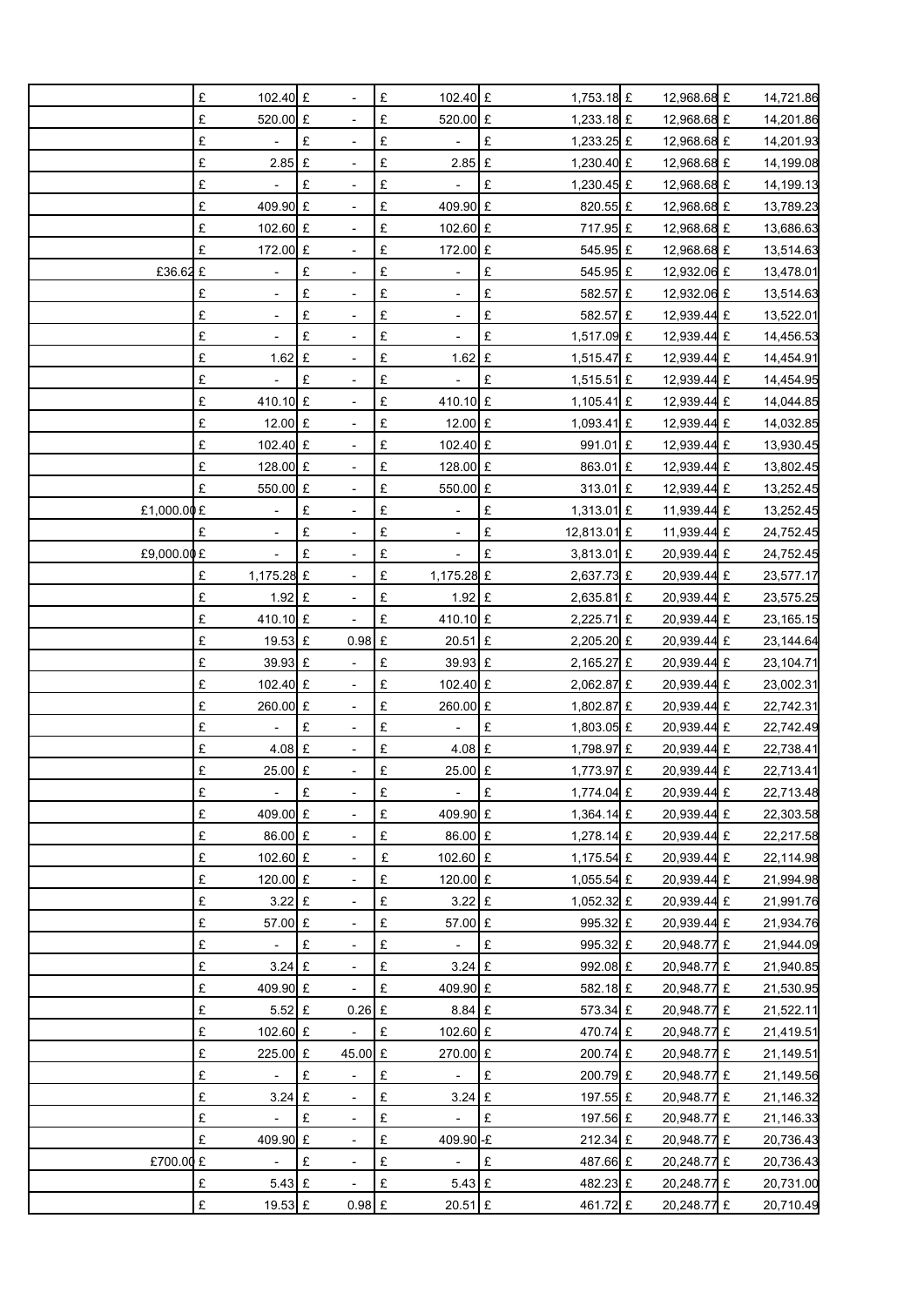| | | | | | | |
|---|---|---|---|---|---|---|
| | £ 102.40 | £ - | £ 102.40 | £ 1,753.18 | £ 12,968.68 | £ 14,721.86 |
| | £ 520.00 | £ - | £ 520.00 | £ 1,233.18 | £ 12,968.68 | £ 14,201.86 |
| | £ - | £ - | £ - | £ 1,233.25 | £ 12,968.68 | £ 14,201.93 |
| | £ 2.85 | £ - | £ 2.85 | £ 1,230.40 | £ 12,968.68 | £ 14,199.08 |
| | £ - | £ - | £ - | £ 1,230.45 | £ 12,968.68 | £ 14,199.13 |
| | £ 409.90 | £ - | £ 409.90 | £ 820.55 | £ 12,968.68 | £ 13,789.23 |
| | £ 102.60 | £ - | £ 102.60 | £ 717.95 | £ 12,968.68 | £ 13,686.63 |
| | £ 172.00 | £ - | £ 172.00 | £ 545.95 | £ 12,968.68 | £ 13,514.63 |
| £36.62 | £ - | £ - | £ - | £ 545.95 | £ 12,932.06 | £ 13,478.01 |
| | £ - | £ - | £ - | £ 582.57 | £ 12,932.06 | £ 13,514.63 |
| | £ - | £ - | £ - | £ 582.57 | £ 12,939.44 | £ 13,522.01 |
| | £ - | £ - | £ - | £ 1,517.09 | £ 12,939.44 | £ 14,456.53 |
| | £ 1.62 | £ - | £ 1.62 | £ 1,515.47 | £ 12,939.44 | £ 14,454.91 |
| | £ - | £ - | £ - | £ 1,515.51 | £ 12,939.44 | £ 14,454.95 |
| | £ 410.10 | £ - | £ 410.10 | £ 1,105.41 | £ 12,939.44 | £ 14,044.85 |
| | £ 12.00 | £ - | £ 12.00 | £ 1,093.41 | £ 12,939.44 | £ 14,032.85 |
| | £ 102.40 | £ - | £ 102.40 | £ 991.01 | £ 12,939.44 | £ 13,930.45 |
| | £ 128.00 | £ - | £ 128.00 | £ 863.01 | £ 12,939.44 | £ 13,802.45 |
| | £ 550.00 | £ - | £ 550.00 | £ 313.01 | £ 12,939.44 | £ 13,252.45 |
| £1,000.00 | £ - | £ - | £ - | £ 1,313.01 | £ 11,939.44 | £ 13,252.45 |
| | £ - | £ - | £ - | £ 12,813.01 | £ 11,939.44 | £ 24,752.45 |
| £9,000.00 | £ - | £ - | £ - | £ 3,813.01 | £ 20,939.44 | £ 24,752.45 |
| | £ 1,175.28 | £ - | £ 1,175.28 | £ 2,637.73 | £ 20,939.44 | £ 23,577.17 |
| | £ 1.92 | £ - | £ 1.92 | £ 2,635.81 | £ 20,939.44 | £ 23,575.25 |
| | £ 410.10 | £ - | £ 410.10 | £ 2,225.71 | £ 20,939.44 | £ 23,165.15 |
| | £ 19.53 | £ 0.98 | £ 20.51 | £ 2,205.20 | £ 20,939.44 | £ 23,144.64 |
| | £ 39.93 | £ - | £ 39.93 | £ 2,165.27 | £ 20,939.44 | £ 23,104.71 |
| | £ 102.40 | £ - | £ 102.40 | £ 2,062.87 | £ 20,939.44 | £ 23,002.31 |
| | £ 260.00 | £ - | £ 260.00 | £ 1,802.87 | £ 20,939.44 | £ 22,742.31 |
| | £ - | £ - | £ - | £ 1,803.05 | £ 20,939.44 | £ 22,742.49 |
| | £ 4.08 | £ - | £ 4.08 | £ 1,798.97 | £ 20,939.44 | £ 22,738.41 |
| | £ 25.00 | £ - | £ 25.00 | £ 1,773.97 | £ 20,939.44 | £ 22,713.41 |
| | £ - | £ - | £ - | £ 1,774.04 | £ 20,939.44 | £ 22,713.48 |
| | £ 409.00 | £ - | £ 409.90 | £ 1,364.14 | £ 20,939.44 | £ 22,303.58 |
| | £ 86.00 | £ - | £ 86.00 | £ 1,278.14 | £ 20,939.44 | £ 22,217.58 |
| | £ 102.60 | £ - | £ 102.60 | £ 1,175.54 | £ 20,939.44 | £ 22,114.98 |
| | £ 120.00 | £ - | £ 120.00 | £ 1,055.54 | £ 20,939.44 | £ 21,994.98 |
| | £ 3.22 | £ - | £ 3.22 | £ 1,052.32 | £ 20,939.44 | £ 21,991.76 |
| | £ 57.00 | £ - | £ 57.00 | £ 995.32 | £ 20,939.44 | £ 21,934.76 |
| | £ - | £ - | £ - | £ 995.32 | £ 20,948.77 | £ 21,944.09 |
| | £ 3.24 | £ - | £ 3.24 | £ 992.08 | £ 20,948.77 | £ 21,940.85 |
| | £ 409.90 | £ - | £ 409.90 | £ 582.18 | £ 20,948.77 | £ 21,530.95 |
| | £ 5.52 | £ 0.26 | £ 8.84 | £ 573.34 | £ 20,948.77 | £ 21,522.11 |
| | £ 102.60 | £ - | £ 102.60 | £ 470.74 | £ 20,948.77 | £ 21,419.51 |
| | £ 225.00 | £ 45.00 | £ 270.00 | £ 200.74 | £ 20,948.77 | £ 21,149.51 |
| | £ - | £ - | £ - | £ 200.79 | £ 20,948.77 | £ 21,149.56 |
| | £ 3.24 | £ - | £ 3.24 | £ 197.55 | £ 20,948.77 | £ 21,146.32 |
| | £ - | £ - | £ - | £ 197.56 | £ 20,948.77 | £ 21,146.33 |
| | £ 409.90 | £ - | £ 409.90 | -£ 212.34 | £ 20,948.77 | £ 20,736.43 |
| £700.00 | £ - | £ - | £ - | £ 487.66 | £ 20,248.77 | £ 20,736.43 |
| | £ 5.43 | £ - | £ 5.43 | £ 482.23 | £ 20,248.77 | £ 20,731.00 |
| | £ 19.53 | £ 0.98 | £ 20.51 | £ 461.72 | £ 20,248.77 | £ 20,710.49 |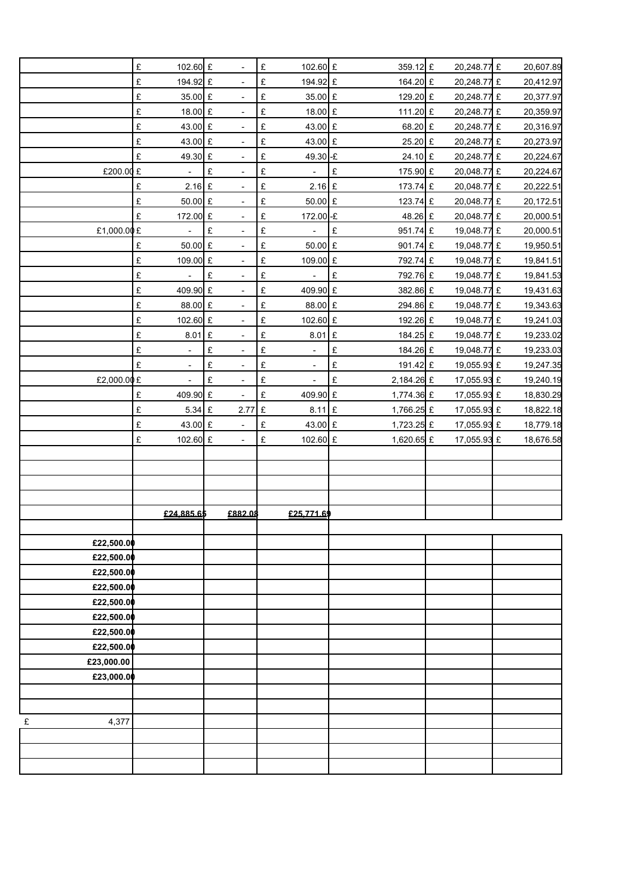| | | | | | | |
|---|---|---|---|---|---|---|
| | £ 102.60 | £ - | £ 102.60 | £ 359.12 | £ 20,248.77 | £ 20,607.89 |
| | £ 194.92 | £ - | £ 194.92 | £ 164.20 | £ 20,248.77 | £ 20,412.97 |
| | £ 35.00 | £ - | £ 35.00 | £ 129.20 | £ 20,248.77 | £ 20,377.97 |
| | £ 18.00 | £ - | £ 18.00 | £ 111.20 | £ 20,248.77 | £ 20,359.97 |
| | £ 43.00 | £ - | £ 43.00 | £ 68.20 | £ 20,248.77 | £ 20,316.97 |
| | £ 43.00 | £ - | £ 43.00 | £ 25.20 | £ 20,248.77 | £ 20,273.97 |
| | £ 49.30 | £ - | £ 49.30 | -£ 24.10 | £ 20,248.77 | £ 20,224.67 |
| £200.00 | £ - | £ - | £ - | £ 175.90 | £ 20,048.77 | £ 20,224.67 |
| | £ 2.16 | £ - | £ 2.16 | £ 173.74 | £ 20,048.77 | £ 20,222.51 |
| | £ 50.00 | £ - | £ 50.00 | £ 123.74 | £ 20,048.77 | £ 20,172.51 |
| | £ 172.00 | £ - | £ 172.00 | -£ 48.26 | £ 20,048.77 | £ 20,000.51 |
| £1,000.00 | £ - | £ - | £ - | £ 951.74 | £ 19,048.77 | £ 20,000.51 |
| | £ 50.00 | £ - | £ 50.00 | £ 901.74 | £ 19,048.77 | £ 19,950.51 |
| | £ 109.00 | £ - | £ 109.00 | £ 792.74 | £ 19,048.77 | £ 19,841.51 |
| | £ - | £ - | £ - | £ 792.76 | £ 19,048.77 | £ 19,841.53 |
| | £ 409.90 | £ - | £ 409.90 | £ 382.86 | £ 19,048.77 | £ 19,431.63 |
| | £ 88.00 | £ - | £ 88.00 | £ 294.86 | £ 19,048.77 | £ 19,343.63 |
| | £ 102.60 | £ - | £ 102.60 | £ 192.26 | £ 19,048.77 | £ 19,241.03 |
| | £ 8.01 | £ - | £ 8.01 | £ 184.25 | £ 19,048.77 | £ 19,233.02 |
| | £ - | £ - | £ - | £ 184.26 | £ 19,048.77 | £ 19,233.03 |
| | £ - | £ - | £ - | £ 191.42 | £ 19,055.93 | £ 19,247.35 |
| £2,000.00 | £ - | £ - | £ - | £ 2,184.26 | £ 17,055.93 | £ 19,240.19 |
| | £ 409.90 | £ - | £ 409.90 | £ 1,774.36 | £ 17,055.93 | £ 18,830.29 |
| | £ 5.34 | £ 2.77 | £ 8.11 | £ 1,766.25 | £ 17,055.93 | £ 18,822.18 |
| | £ 43.00 | £ - | £ 43.00 | £ 1,723.25 | £ 17,055.93 | £ 18,779.18 |
| | £ 102.60 | £ - | £ 102.60 | £ 1,620.65 | £ 17,055.93 | £ 18,676.58 |
| | | | | | | |
| | | | | | | |
| | | | | | | |
| | | | | | | |
| | **£24,885.65** | **£882.08** | **£25,771.69** | | | |
| | | | | | | |
| **£22,500.00** | | | | | | |
| **£22,500.00** | | | | | | |
| **£22,500.00** | | | | | | |
| **£22,500.00** | | | | | | |
| **£22,500.00** | | | | | | |
| **£22,500.00** | | | | | | |
| **£22,500.00** | | | | | | |
| **£22,500.00** | | | | | | |
| **£23,000.00** | | | | | | |
| **£23,000.00** | | | | | | |
| | | | | | | |
| | | | | | | |
| £ 4,377 | | | | | | |
| | | | | | | |
| | | | | | | |
| | | | | | | |